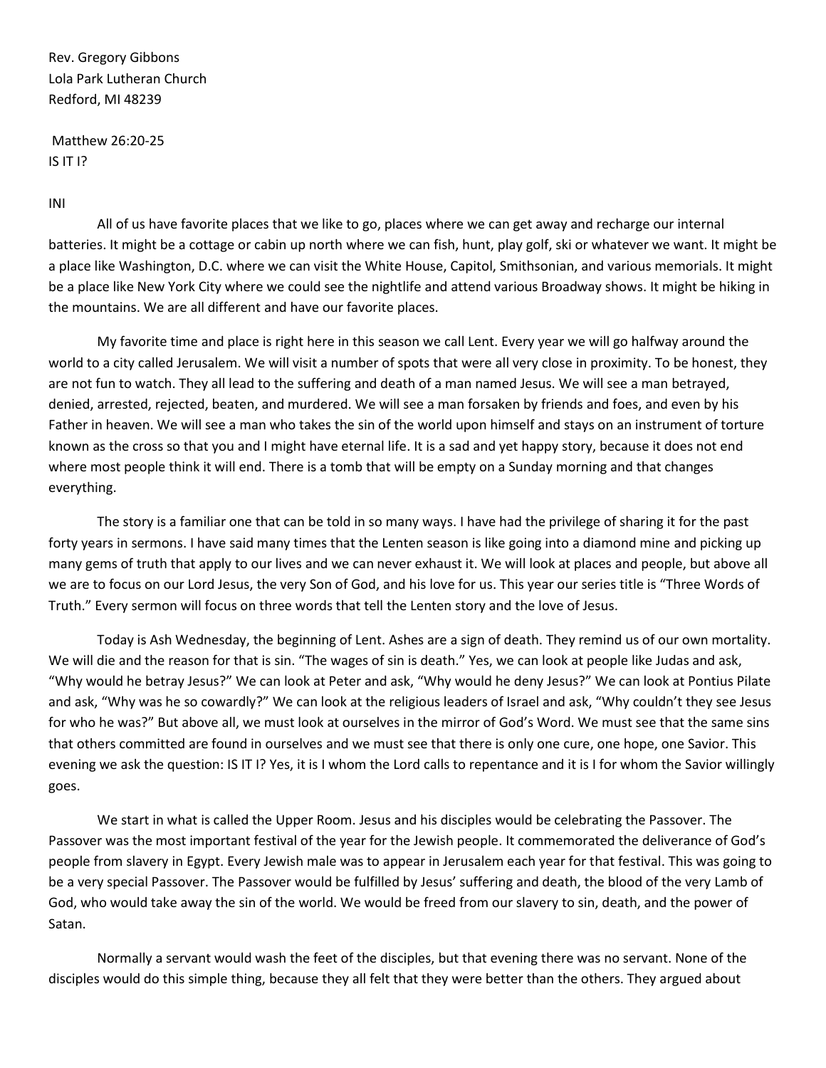Rev. Gregory Gibbons
Lola Park Lutheran Church
Redford, MI 48239

Matthew 26:20-25
IS IT I?

INI

All of us have favorite places that we like to go, places where we can get away and recharge our internal batteries. It might be a cottage or cabin up north where we can fish, hunt, play golf, ski or whatever we want. It might be a place like Washington, D.C. where we can visit the White House, Capitol, Smithsonian, and various memorials. It might be a place like New York City where we could see the nightlife and attend various Broadway shows. It might be hiking in the mountains. We are all different and have our favorite places.

My favorite time and place is right here in this season we call Lent. Every year we will go halfway around the world to a city called Jerusalem. We will visit a number of spots that were all very close in proximity. To be honest, they are not fun to watch. They all lead to the suffering and death of a man named Jesus. We will see a man betrayed, denied, arrested, rejected, beaten, and murdered. We will see a man forsaken by friends and foes, and even by his Father in heaven. We will see a man who takes the sin of the world upon himself and stays on an instrument of torture known as the cross so that you and I might have eternal life. It is a sad and yet happy story, because it does not end where most people think it will end. There is a tomb that will be empty on a Sunday morning and that changes everything.

The story is a familiar one that can be told in so many ways. I have had the privilege of sharing it for the past forty years in sermons. I have said many times that the Lenten season is like going into a diamond mine and picking up many gems of truth that apply to our lives and we can never exhaust it. We will look at places and people, but above all we are to focus on our Lord Jesus, the very Son of God, and his love for us. This year our series title is "Three Words of Truth." Every sermon will focus on three words that tell the Lenten story and the love of Jesus.

Today is Ash Wednesday, the beginning of Lent. Ashes are a sign of death. They remind us of our own mortality. We will die and the reason for that is sin. "The wages of sin is death." Yes, we can look at people like Judas and ask, "Why would he betray Jesus?" We can look at Peter and ask, "Why would he deny Jesus?" We can look at Pontius Pilate and ask, "Why was he so cowardly?" We can look at the religious leaders of Israel and ask, "Why couldn't they see Jesus for who he was?" But above all, we must look at ourselves in the mirror of God's Word. We must see that the same sins that others committed are found in ourselves and we must see that there is only one cure, one hope, one Savior. This evening we ask the question: IS IT I? Yes, it is I whom the Lord calls to repentance and it is I for whom the Savior willingly goes.

We start in what is called the Upper Room. Jesus and his disciples would be celebrating the Passover. The Passover was the most important festival of the year for the Jewish people. It commemorated the deliverance of God's people from slavery in Egypt. Every Jewish male was to appear in Jerusalem each year for that festival. This was going to be a very special Passover. The Passover would be fulfilled by Jesus' suffering and death, the blood of the very Lamb of God, who would take away the sin of the world. We would be freed from our slavery to sin, death, and the power of Satan.

Normally a servant would wash the feet of the disciples, but that evening there was no servant. None of the disciples would do this simple thing, because they all felt that they were better than the others. They argued about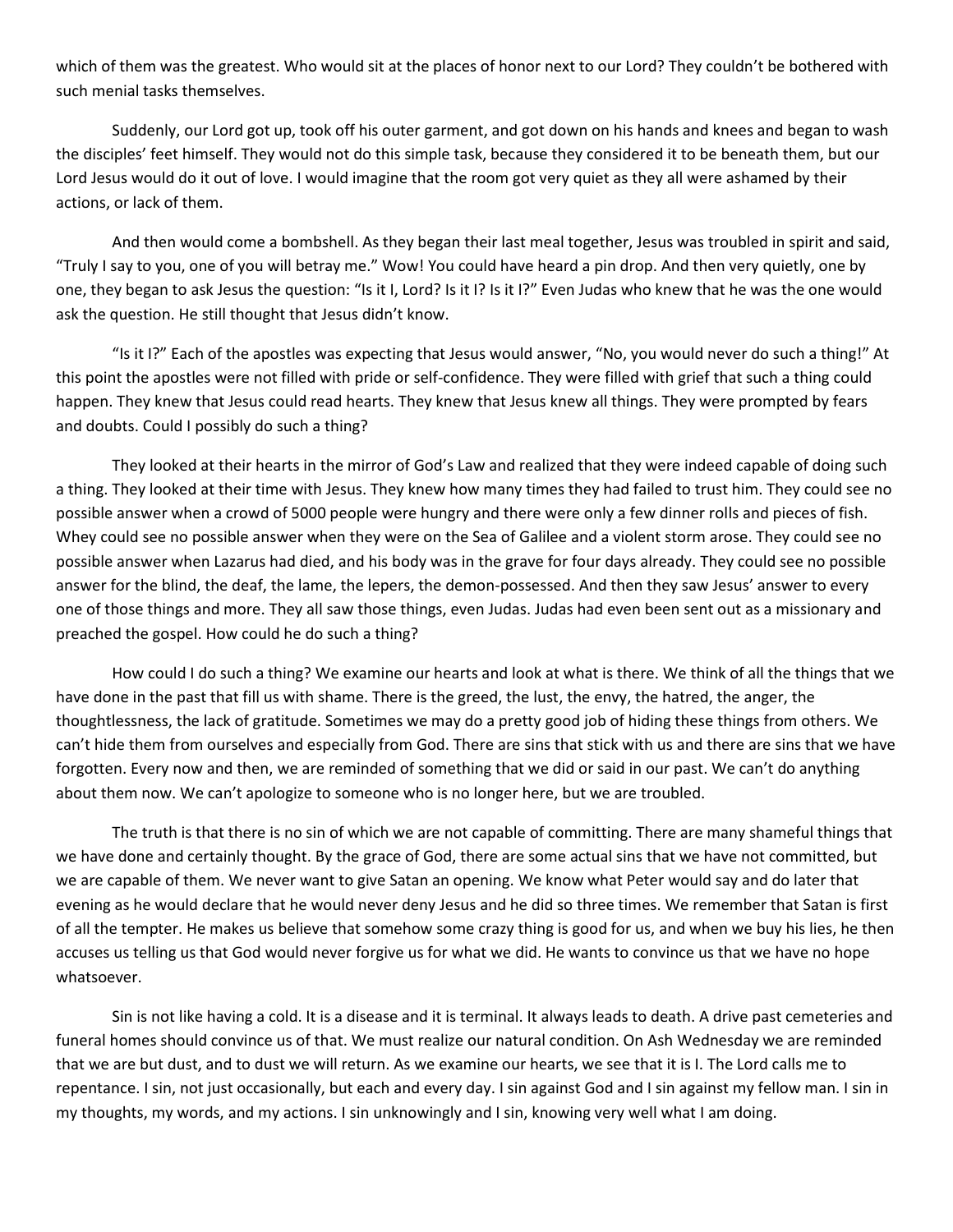which of them was the greatest. Who would sit at the places of honor next to our Lord? They couldn't be bothered with such menial tasks themselves.

Suddenly, our Lord got up, took off his outer garment, and got down on his hands and knees and began to wash the disciples' feet himself. They would not do this simple task, because they considered it to be beneath them, but our Lord Jesus would do it out of love. I would imagine that the room got very quiet as they all were ashamed by their actions, or lack of them.

And then would come a bombshell. As they began their last meal together, Jesus was troubled in spirit and said, "Truly I say to you, one of you will betray me." Wow! You could have heard a pin drop. And then very quietly, one by one, they began to ask Jesus the question: "Is it I, Lord? Is it I? Is it I?" Even Judas who knew that he was the one would ask the question. He still thought that Jesus didn't know.

"Is it I?" Each of the apostles was expecting that Jesus would answer, "No, you would never do such a thing!" At this point the apostles were not filled with pride or self-confidence. They were filled with grief that such a thing could happen. They knew that Jesus could read hearts. They knew that Jesus knew all things. They were prompted by fears and doubts. Could I possibly do such a thing?

They looked at their hearts in the mirror of God's Law and realized that they were indeed capable of doing such a thing. They looked at their time with Jesus. They knew how many times they had failed to trust him. They could see no possible answer when a crowd of 5000 people were hungry and there were only a few dinner rolls and pieces of fish. Whey could see no possible answer when they were on the Sea of Galilee and a violent storm arose. They could see no possible answer when Lazarus had died, and his body was in the grave for four days already. They could see no possible answer for the blind, the deaf, the lame, the lepers, the demon-possessed. And then they saw Jesus' answer to every one of those things and more. They all saw those things, even Judas. Judas had even been sent out as a missionary and preached the gospel. How could he do such a thing?

How could I do such a thing? We examine our hearts and look at what is there. We think of all the things that we have done in the past that fill us with shame. There is the greed, the lust, the envy, the hatred, the anger, the thoughtlessness, the lack of gratitude. Sometimes we may do a pretty good job of hiding these things from others. We can't hide them from ourselves and especially from God. There are sins that stick with us and there are sins that we have forgotten. Every now and then, we are reminded of something that we did or said in our past. We can't do anything about them now. We can't apologize to someone who is no longer here, but we are troubled.

The truth is that there is no sin of which we are not capable of committing. There are many shameful things that we have done and certainly thought. By the grace of God, there are some actual sins that we have not committed, but we are capable of them. We never want to give Satan an opening. We know what Peter would say and do later that evening as he would declare that he would never deny Jesus and he did so three times. We remember that Satan is first of all the tempter. He makes us believe that somehow some crazy thing is good for us, and when we buy his lies, he then accuses us telling us that God would never forgive us for what we did. He wants to convince us that we have no hope whatsoever.

Sin is not like having a cold. It is a disease and it is terminal. It always leads to death. A drive past cemeteries and funeral homes should convince us of that. We must realize our natural condition. On Ash Wednesday we are reminded that we are but dust, and to dust we will return. As we examine our hearts, we see that it is I. The Lord calls me to repentance. I sin, not just occasionally, but each and every day. I sin against God and I sin against my fellow man. I sin in my thoughts, my words, and my actions. I sin unknowingly and I sin, knowing very well what I am doing.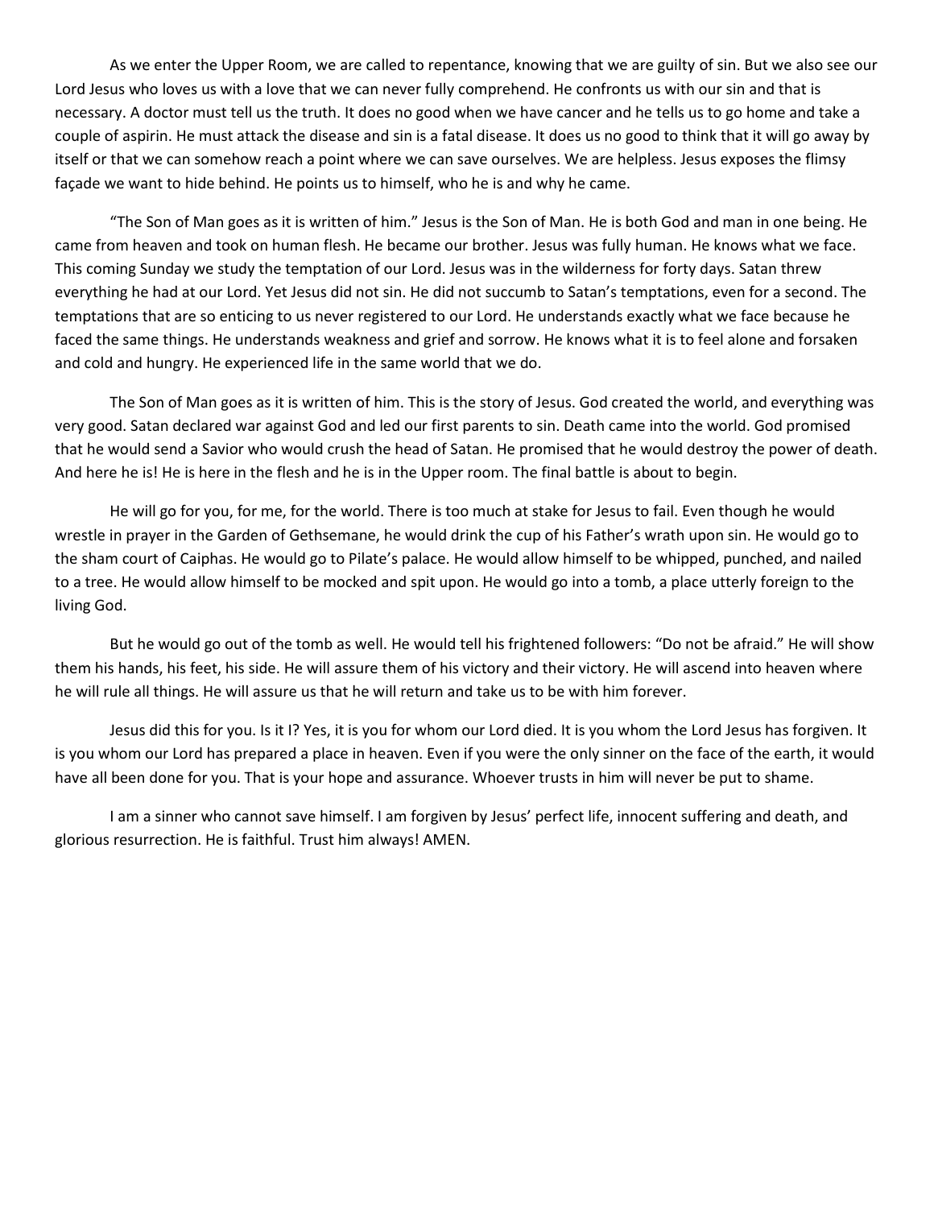As we enter the Upper Room, we are called to repentance, knowing that we are guilty of sin. But we also see our Lord Jesus who loves us with a love that we can never fully comprehend. He confronts us with our sin and that is necessary. A doctor must tell us the truth. It does no good when we have cancer and he tells us to go home and take a couple of aspirin. He must attack the disease and sin is a fatal disease. It does us no good to think that it will go away by itself or that we can somehow reach a point where we can save ourselves. We are helpless. Jesus exposes the flimsy façade we want to hide behind. He points us to himself, who he is and why he came.

"The Son of Man goes as it is written of him." Jesus is the Son of Man. He is both God and man in one being. He came from heaven and took on human flesh. He became our brother. Jesus was fully human. He knows what we face. This coming Sunday we study the temptation of our Lord. Jesus was in the wilderness for forty days. Satan threw everything he had at our Lord. Yet Jesus did not sin. He did not succumb to Satan's temptations, even for a second. The temptations that are so enticing to us never registered to our Lord. He understands exactly what we face because he faced the same things. He understands weakness and grief and sorrow. He knows what it is to feel alone and forsaken and cold and hungry. He experienced life in the same world that we do.

The Son of Man goes as it is written of him. This is the story of Jesus. God created the world, and everything was very good. Satan declared war against God and led our first parents to sin. Death came into the world. God promised that he would send a Savior who would crush the head of Satan. He promised that he would destroy the power of death. And here he is! He is here in the flesh and he is in the Upper room. The final battle is about to begin.

He will go for you, for me, for the world. There is too much at stake for Jesus to fail. Even though he would wrestle in prayer in the Garden of Gethsemane, he would drink the cup of his Father's wrath upon sin. He would go to the sham court of Caiphas. He would go to Pilate's palace. He would allow himself to be whipped, punched, and nailed to a tree. He would allow himself to be mocked and spit upon. He would go into a tomb, a place utterly foreign to the living God.

But he would go out of the tomb as well. He would tell his frightened followers: "Do not be afraid." He will show them his hands, his feet, his side. He will assure them of his victory and their victory. He will ascend into heaven where he will rule all things. He will assure us that he will return and take us to be with him forever.

Jesus did this for you. Is it I? Yes, it is you for whom our Lord died. It is you whom the Lord Jesus has forgiven. It is you whom our Lord has prepared a place in heaven. Even if you were the only sinner on the face of the earth, it would have all been done for you. That is your hope and assurance. Whoever trusts in him will never be put to shame.

I am a sinner who cannot save himself. I am forgiven by Jesus' perfect life, innocent suffering and death, and glorious resurrection. He is faithful. Trust him always! AMEN.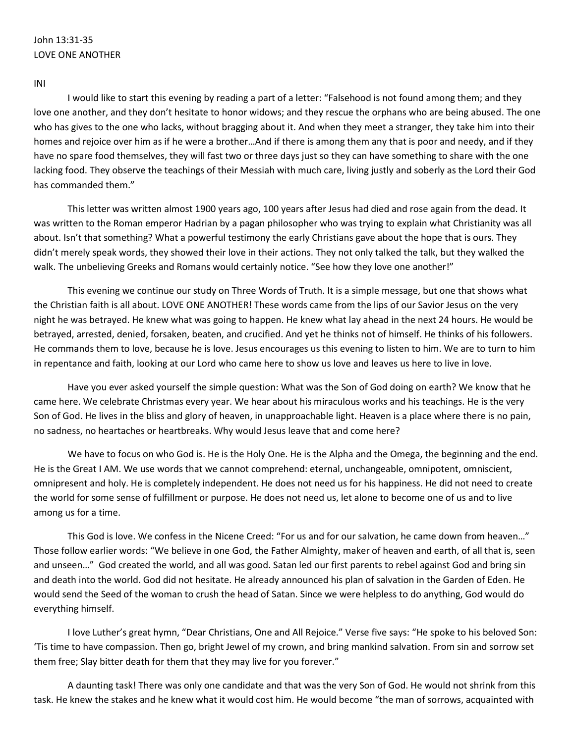John 13:31-35
LOVE ONE ANOTHER

INI

I would like to start this evening by reading a part of a letter: "Falsehood is not found among them; and they love one another, and they don't hesitate to honor widows; and they rescue the orphans who are being abused. The one who has gives to the one who lacks, without bragging about it. And when they meet a stranger, they take him into their homes and rejoice over him as if he were a brother…And if there is among them any that is poor and needy, and if they have no spare food themselves, they will fast two or three days just so they can have something to share with the one lacking food. They observe the teachings of their Messiah with much care, living justly and soberly as the Lord their God has commanded them."

This letter was written almost 1900 years ago, 100 years after Jesus had died and rose again from the dead. It was written to the Roman emperor Hadrian by a pagan philosopher who was trying to explain what Christianity was all about. Isn't that something? What a powerful testimony the early Christians gave about the hope that is ours. They didn't merely speak words, they showed their love in their actions. They not only talked the talk, but they walked the walk. The unbelieving Greeks and Romans would certainly notice. "See how they love one another!"

This evening we continue our study on Three Words of Truth. It is a simple message, but one that shows what the Christian faith is all about. LOVE ONE ANOTHER! These words came from the lips of our Savior Jesus on the very night he was betrayed. He knew what was going to happen. He knew what lay ahead in the next 24 hours. He would be betrayed, arrested, denied, forsaken, beaten, and crucified. And yet he thinks not of himself. He thinks of his followers. He commands them to love, because he is love. Jesus encourages us this evening to listen to him. We are to turn to him in repentance and faith, looking at our Lord who came here to show us love and leaves us here to live in love.

Have you ever asked yourself the simple question: What was the Son of God doing on earth? We know that he came here. We celebrate Christmas every year. We hear about his miraculous works and his teachings. He is the very Son of God. He lives in the bliss and glory of heaven, in unapproachable light. Heaven is a place where there is no pain, no sadness, no heartaches or heartbreaks. Why would Jesus leave that and come here?

We have to focus on who God is. He is the Holy One. He is the Alpha and the Omega, the beginning and the end. He is the Great I AM. We use words that we cannot comprehend: eternal, unchangeable, omnipotent, omniscient, omnipresent and holy. He is completely independent. He does not need us for his happiness. He did not need to create the world for some sense of fulfillment or purpose. He does not need us, let alone to become one of us and to live among us for a time.

This God is love. We confess in the Nicene Creed: "For us and for our salvation, he came down from heaven…" Those follow earlier words: "We believe in one God, the Father Almighty, maker of heaven and earth, of all that is, seen and unseen…" God created the world, and all was good. Satan led our first parents to rebel against God and bring sin and death into the world. God did not hesitate. He already announced his plan of salvation in the Garden of Eden. He would send the Seed of the woman to crush the head of Satan. Since we were helpless to do anything, God would do everything himself.

I love Luther's great hymn, "Dear Christians, One and All Rejoice." Verse five says: "He spoke to his beloved Son: 'Tis time to have compassion. Then go, bright Jewel of my crown, and bring mankind salvation. From sin and sorrow set them free; Slay bitter death for them that they may live for you forever."

A daunting task! There was only one candidate and that was the very Son of God. He would not shrink from this task. He knew the stakes and he knew what it would cost him. He would become "the man of sorrows, acquainted with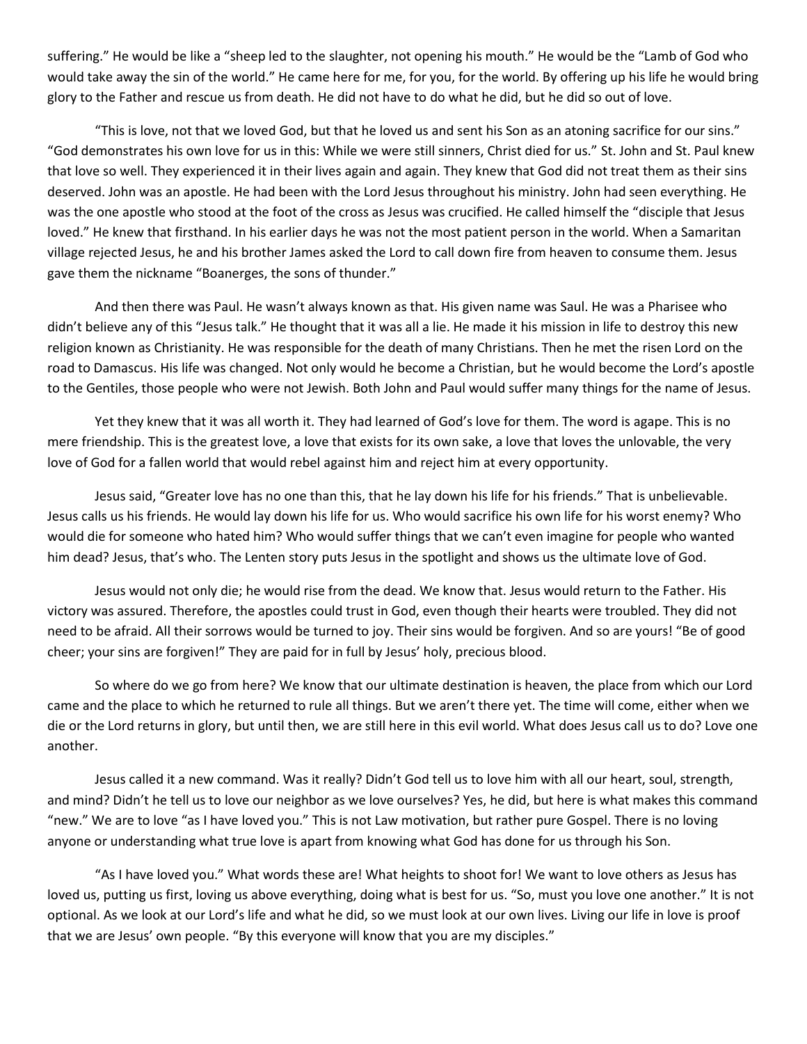suffering." He would be like a "sheep led to the slaughter, not opening his mouth." He would be the "Lamb of God who would take away the sin of the world." He came here for me, for you, for the world. By offering up his life he would bring glory to the Father and rescue us from death. He did not have to do what he did, but he did so out of love.

"This is love, not that we loved God, but that he loved us and sent his Son as an atoning sacrifice for our sins." "God demonstrates his own love for us in this: While we were still sinners, Christ died for us." St. John and St. Paul knew that love so well. They experienced it in their lives again and again. They knew that God did not treat them as their sins deserved. John was an apostle. He had been with the Lord Jesus throughout his ministry. John had seen everything. He was the one apostle who stood at the foot of the cross as Jesus was crucified. He called himself the "disciple that Jesus loved." He knew that firsthand. In his earlier days he was not the most patient person in the world. When a Samaritan village rejected Jesus, he and his brother James asked the Lord to call down fire from heaven to consume them. Jesus gave them the nickname "Boanerges, the sons of thunder."

And then there was Paul. He wasn't always known as that. His given name was Saul. He was a Pharisee who didn't believe any of this "Jesus talk." He thought that it was all a lie. He made it his mission in life to destroy this new religion known as Christianity. He was responsible for the death of many Christians. Then he met the risen Lord on the road to Damascus. His life was changed. Not only would he become a Christian, but he would become the Lord's apostle to the Gentiles, those people who were not Jewish. Both John and Paul would suffer many things for the name of Jesus.

Yet they knew that it was all worth it. They had learned of God's love for them. The word is agape. This is no mere friendship. This is the greatest love, a love that exists for its own sake, a love that loves the unlovable, the very love of God for a fallen world that would rebel against him and reject him at every opportunity.

Jesus said, "Greater love has no one than this, that he lay down his life for his friends." That is unbelievable. Jesus calls us his friends. He would lay down his life for us. Who would sacrifice his own life for his worst enemy? Who would die for someone who hated him? Who would suffer things that we can't even imagine for people who wanted him dead? Jesus, that's who. The Lenten story puts Jesus in the spotlight and shows us the ultimate love of God.

Jesus would not only die; he would rise from the dead. We know that. Jesus would return to the Father. His victory was assured. Therefore, the apostles could trust in God, even though their hearts were troubled. They did not need to be afraid. All their sorrows would be turned to joy. Their sins would be forgiven. And so are yours! "Be of good cheer; your sins are forgiven!" They are paid for in full by Jesus' holy, precious blood.

So where do we go from here? We know that our ultimate destination is heaven, the place from which our Lord came and the place to which he returned to rule all things. But we aren't there yet. The time will come, either when we die or the Lord returns in glory, but until then, we are still here in this evil world. What does Jesus call us to do? Love one another.

Jesus called it a new command. Was it really? Didn't God tell us to love him with all our heart, soul, strength, and mind? Didn't he tell us to love our neighbor as we love ourselves? Yes, he did, but here is what makes this command "new." We are to love "as I have loved you." This is not Law motivation, but rather pure Gospel. There is no loving anyone or understanding what true love is apart from knowing what God has done for us through his Son.

"As I have loved you." What words these are! What heights to shoot for! We want to love others as Jesus has loved us, putting us first, loving us above everything, doing what is best for us. "So, must you love one another." It is not optional. As we look at our Lord's life and what he did, so we must look at our own lives. Living our life in love is proof that we are Jesus' own people. "By this everyone will know that you are my disciples."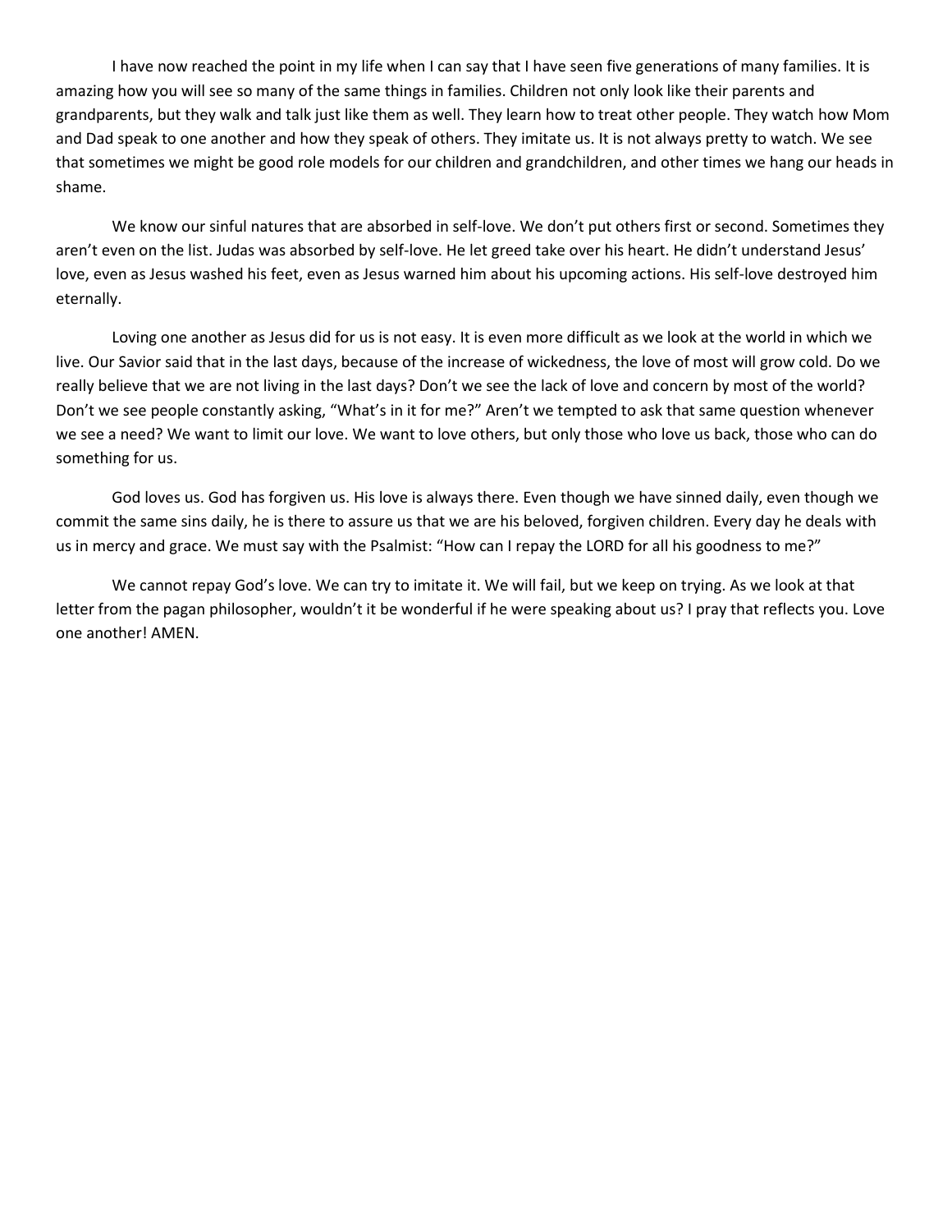I have now reached the point in my life when I can say that I have seen five generations of many families. It is amazing how you will see so many of the same things in families. Children not only look like their parents and grandparents, but they walk and talk just like them as well. They learn how to treat other people. They watch how Mom and Dad speak to one another and how they speak of others. They imitate us. It is not always pretty to watch. We see that sometimes we might be good role models for our children and grandchildren, and other times we hang our heads in shame.

We know our sinful natures that are absorbed in self-love. We don't put others first or second. Sometimes they aren't even on the list. Judas was absorbed by self-love. He let greed take over his heart. He didn't understand Jesus' love, even as Jesus washed his feet, even as Jesus warned him about his upcoming actions. His self-love destroyed him eternally.

Loving one another as Jesus did for us is not easy. It is even more difficult as we look at the world in which we live. Our Savior said that in the last days, because of the increase of wickedness, the love of most will grow cold. Do we really believe that we are not living in the last days? Don't we see the lack of love and concern by most of the world? Don't we see people constantly asking, "What's in it for me?" Aren't we tempted to ask that same question whenever we see a need? We want to limit our love. We want to love others, but only those who love us back, those who can do something for us.

God loves us. God has forgiven us. His love is always there. Even though we have sinned daily, even though we commit the same sins daily, he is there to assure us that we are his beloved, forgiven children. Every day he deals with us in mercy and grace. We must say with the Psalmist: "How can I repay the LORD for all his goodness to me?"

We cannot repay God's love. We can try to imitate it. We will fail, but we keep on trying. As we look at that letter from the pagan philosopher, wouldn't it be wonderful if he were speaking about us? I pray that reflects you. Love one another! AMEN.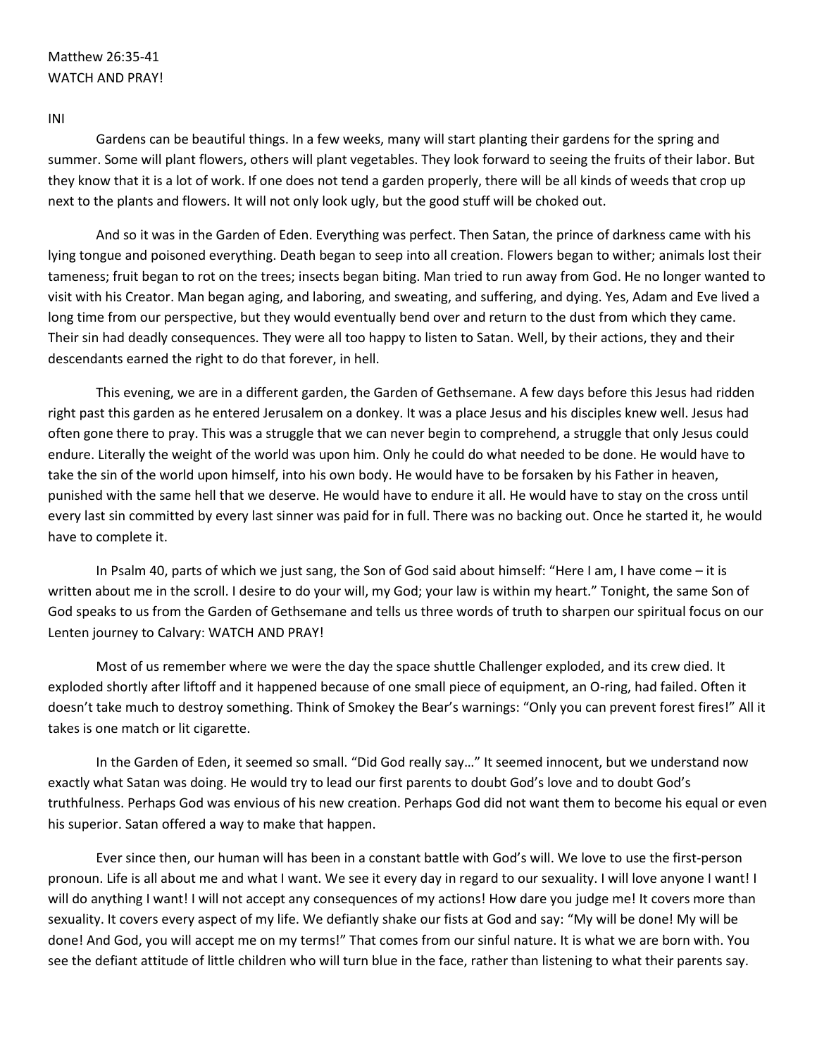Matthew 26:35-41
WATCH AND PRAY!

INI

Gardens can be beautiful things. In a few weeks, many will start planting their gardens for the spring and summer. Some will plant flowers, others will plant vegetables. They look forward to seeing the fruits of their labor. But they know that it is a lot of work. If one does not tend a garden properly, there will be all kinds of weeds that crop up next to the plants and flowers. It will not only look ugly, but the good stuff will be choked out.

And so it was in the Garden of Eden. Everything was perfect. Then Satan, the prince of darkness came with his lying tongue and poisoned everything. Death began to seep into all creation. Flowers began to wither; animals lost their tameness; fruit began to rot on the trees; insects began biting. Man tried to run away from God. He no longer wanted to visit with his Creator. Man began aging, and laboring, and sweating, and suffering, and dying. Yes, Adam and Eve lived a long time from our perspective, but they would eventually bend over and return to the dust from which they came. Their sin had deadly consequences. They were all too happy to listen to Satan. Well, by their actions, they and their descendants earned the right to do that forever, in hell.

This evening, we are in a different garden, the Garden of Gethsemane. A few days before this Jesus had ridden right past this garden as he entered Jerusalem on a donkey. It was a place Jesus and his disciples knew well. Jesus had often gone there to pray. This was a struggle that we can never begin to comprehend, a struggle that only Jesus could endure. Literally the weight of the world was upon him. Only he could do what needed to be done. He would have to take the sin of the world upon himself, into his own body. He would have to be forsaken by his Father in heaven, punished with the same hell that we deserve. He would have to endure it all. He would have to stay on the cross until every last sin committed by every last sinner was paid for in full. There was no backing out. Once he started it, he would have to complete it.

In Psalm 40, parts of which we just sang, the Son of God said about himself: "Here I am, I have come – it is written about me in the scroll. I desire to do your will, my God; your law is within my heart." Tonight, the same Son of God speaks to us from the Garden of Gethsemane and tells us three words of truth to sharpen our spiritual focus on our Lenten journey to Calvary: WATCH AND PRAY!

Most of us remember where we were the day the space shuttle Challenger exploded, and its crew died. It exploded shortly after liftoff and it happened because of one small piece of equipment, an O-ring, had failed. Often it doesn't take much to destroy something. Think of Smokey the Bear's warnings: "Only you can prevent forest fires!" All it takes is one match or lit cigarette.

In the Garden of Eden, it seemed so small. "Did God really say…" It seemed innocent, but we understand now exactly what Satan was doing. He would try to lead our first parents to doubt God's love and to doubt God's truthfulness. Perhaps God was envious of his new creation. Perhaps God did not want them to become his equal or even his superior. Satan offered a way to make that happen.

Ever since then, our human will has been in a constant battle with God's will. We love to use the first-person pronoun. Life is all about me and what I want. We see it every day in regard to our sexuality. I will love anyone I want! I will do anything I want! I will not accept any consequences of my actions! How dare you judge me! It covers more than sexuality. It covers every aspect of my life. We defiantly shake our fists at God and say: "My will be done! My will be done! And God, you will accept me on my terms!" That comes from our sinful nature. It is what we are born with. You see the defiant attitude of little children who will turn blue in the face, rather than listening to what their parents say.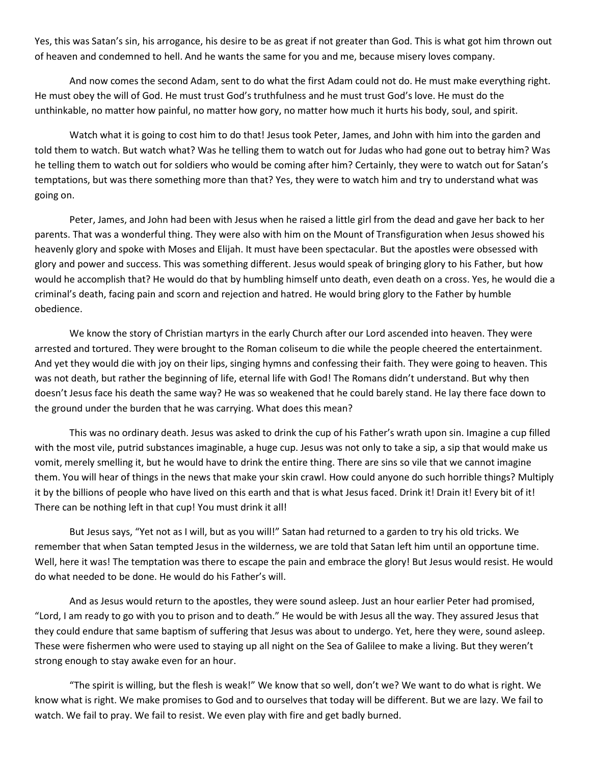Yes, this was Satan's sin, his arrogance, his desire to be as great if not greater than God. This is what got him thrown out of heaven and condemned to hell. And he wants the same for you and me, because misery loves company.

And now comes the second Adam, sent to do what the first Adam could not do. He must make everything right. He must obey the will of God. He must trust God's truthfulness and he must trust God's love. He must do the unthinkable, no matter how painful, no matter how gory, no matter how much it hurts his body, soul, and spirit.

Watch what it is going to cost him to do that! Jesus took Peter, James, and John with him into the garden and told them to watch. But watch what? Was he telling them to watch out for Judas who had gone out to betray him? Was he telling them to watch out for soldiers who would be coming after him? Certainly, they were to watch out for Satan's temptations, but was there something more than that? Yes, they were to watch him and try to understand what was going on.

Peter, James, and John had been with Jesus when he raised a little girl from the dead and gave her back to her parents. That was a wonderful thing. They were also with him on the Mount of Transfiguration when Jesus showed his heavenly glory and spoke with Moses and Elijah. It must have been spectacular. But the apostles were obsessed with glory and power and success. This was something different. Jesus would speak of bringing glory to his Father, but how would he accomplish that? He would do that by humbling himself unto death, even death on a cross. Yes, he would die a criminal's death, facing pain and scorn and rejection and hatred. He would bring glory to the Father by humble obedience.

We know the story of Christian martyrs in the early Church after our Lord ascended into heaven. They were arrested and tortured. They were brought to the Roman coliseum to die while the people cheered the entertainment. And yet they would die with joy on their lips, singing hymns and confessing their faith. They were going to heaven. This was not death, but rather the beginning of life, eternal life with God! The Romans didn't understand. But why then doesn't Jesus face his death the same way? He was so weakened that he could barely stand. He lay there face down to the ground under the burden that he was carrying. What does this mean?

This was no ordinary death. Jesus was asked to drink the cup of his Father's wrath upon sin. Imagine a cup filled with the most vile, putrid substances imaginable, a huge cup. Jesus was not only to take a sip, a sip that would make us vomit, merely smelling it, but he would have to drink the entire thing. There are sins so vile that we cannot imagine them. You will hear of things in the news that make your skin crawl. How could anyone do such horrible things? Multiply it by the billions of people who have lived on this earth and that is what Jesus faced. Drink it! Drain it! Every bit of it! There can be nothing left in that cup! You must drink it all!

But Jesus says, "Yet not as I will, but as you will!" Satan had returned to a garden to try his old tricks. We remember that when Satan tempted Jesus in the wilderness, we are told that Satan left him until an opportune time. Well, here it was! The temptation was there to escape the pain and embrace the glory! But Jesus would resist. He would do what needed to be done. He would do his Father's will.

And as Jesus would return to the apostles, they were sound asleep. Just an hour earlier Peter had promised, "Lord, I am ready to go with you to prison and to death." He would be with Jesus all the way. They assured Jesus that they could endure that same baptism of suffering that Jesus was about to undergo. Yet, here they were, sound asleep. These were fishermen who were used to staying up all night on the Sea of Galilee to make a living. But they weren't strong enough to stay awake even for an hour.

"The spirit is willing, but the flesh is weak!" We know that so well, don't we? We want to do what is right. We know what is right. We make promises to God and to ourselves that today will be different. But we are lazy. We fail to watch. We fail to pray. We fail to resist. We even play with fire and get badly burned.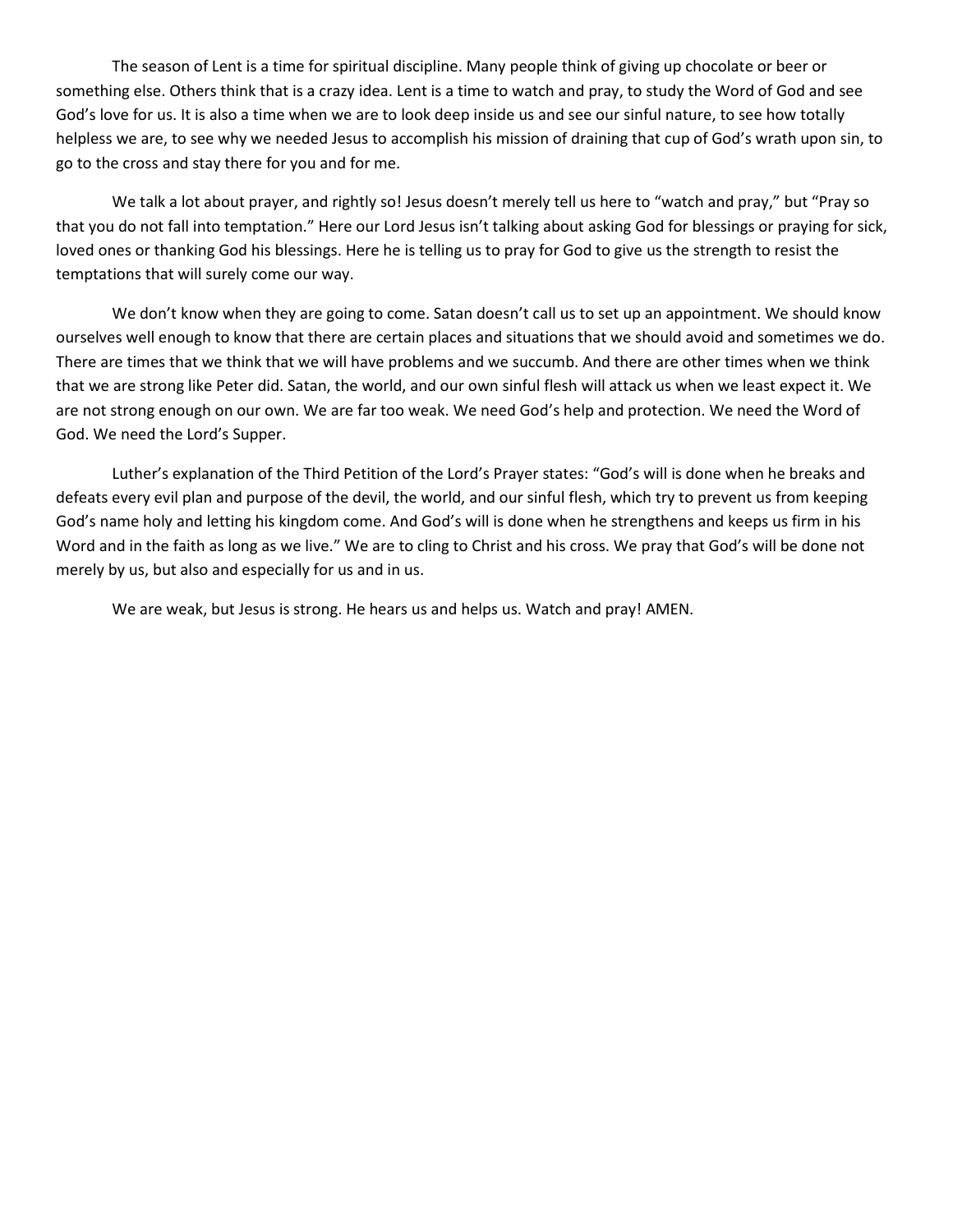The season of Lent is a time for spiritual discipline. Many people think of giving up chocolate or beer or something else. Others think that is a crazy idea. Lent is a time to watch and pray, to study the Word of God and see God's love for us. It is also a time when we are to look deep inside us and see our sinful nature, to see how totally helpless we are, to see why we needed Jesus to accomplish his mission of draining that cup of God's wrath upon sin, to go to the cross and stay there for you and for me.

We talk a lot about prayer, and rightly so! Jesus doesn't merely tell us here to "watch and pray," but "Pray so that you do not fall into temptation." Here our Lord Jesus isn't talking about asking God for blessings or praying for sick, loved ones or thanking God his blessings. Here he is telling us to pray for God to give us the strength to resist the temptations that will surely come our way.

We don't know when they are going to come. Satan doesn't call us to set up an appointment. We should know ourselves well enough to know that there are certain places and situations that we should avoid and sometimes we do. There are times that we think that we will have problems and we succumb. And there are other times when we think that we are strong like Peter did. Satan, the world, and our own sinful flesh will attack us when we least expect it. We are not strong enough on our own. We are far too weak. We need God's help and protection. We need the Word of God. We need the Lord's Supper.

Luther's explanation of the Third Petition of the Lord's Prayer states: "God's will is done when he breaks and defeats every evil plan and purpose of the devil, the world, and our sinful flesh, which try to prevent us from keeping God's name holy and letting his kingdom come. And God's will is done when he strengthens and keeps us firm in his Word and in the faith as long as we live." We are to cling to Christ and his cross. We pray that God's will be done not merely by us, but also and especially for us and in us.

We are weak, but Jesus is strong. He hears us and helps us. Watch and pray! AMEN.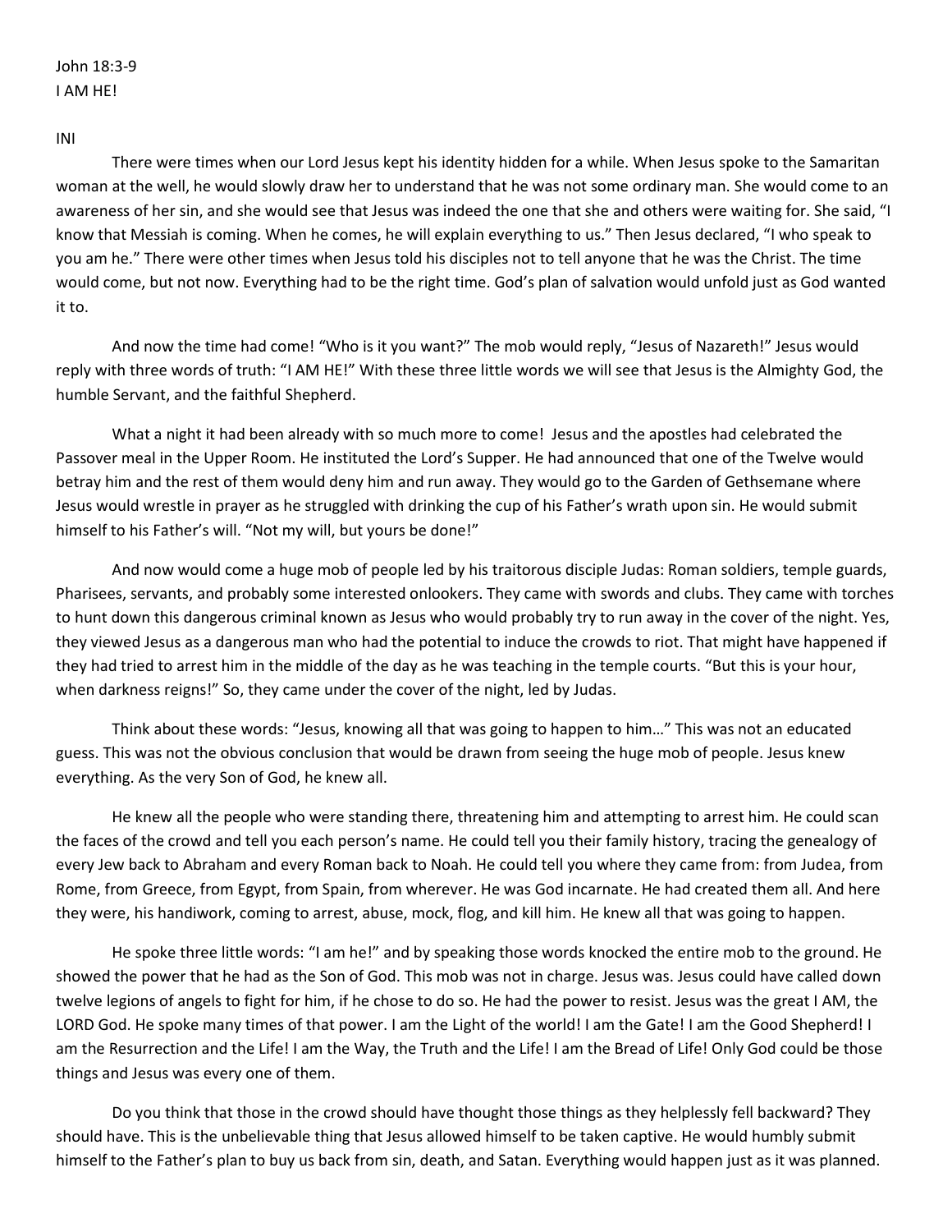John 18:3-9
I AM HE!

INI

There were times when our Lord Jesus kept his identity hidden for a while. When Jesus spoke to the Samaritan woman at the well, he would slowly draw her to understand that he was not some ordinary man. She would come to an awareness of her sin, and she would see that Jesus was indeed the one that she and others were waiting for. She said, "I know that Messiah is coming. When he comes, he will explain everything to us." Then Jesus declared, "I who speak to you am he." There were other times when Jesus told his disciples not to tell anyone that he was the Christ. The time would come, but not now. Everything had to be the right time. God's plan of salvation would unfold just as God wanted it to.

And now the time had come! "Who is it you want?" The mob would reply, "Jesus of Nazareth!" Jesus would reply with three words of truth: "I AM HE!" With these three little words we will see that Jesus is the Almighty God, the humble Servant, and the faithful Shepherd.

What a night it had been already with so much more to come! Jesus and the apostles had celebrated the Passover meal in the Upper Room. He instituted the Lord's Supper. He had announced that one of the Twelve would betray him and the rest of them would deny him and run away. They would go to the Garden of Gethsemane where Jesus would wrestle in prayer as he struggled with drinking the cup of his Father's wrath upon sin. He would submit himself to his Father's will. "Not my will, but yours be done!"

And now would come a huge mob of people led by his traitorous disciple Judas: Roman soldiers, temple guards, Pharisees, servants, and probably some interested onlookers. They came with swords and clubs. They came with torches to hunt down this dangerous criminal known as Jesus who would probably try to run away in the cover of the night. Yes, they viewed Jesus as a dangerous man who had the potential to induce the crowds to riot. That might have happened if they had tried to arrest him in the middle of the day as he was teaching in the temple courts. "But this is your hour, when darkness reigns!" So, they came under the cover of the night, led by Judas.

Think about these words: "Jesus, knowing all that was going to happen to him…" This was not an educated guess. This was not the obvious conclusion that would be drawn from seeing the huge mob of people. Jesus knew everything. As the very Son of God, he knew all.

He knew all the people who were standing there, threatening him and attempting to arrest him. He could scan the faces of the crowd and tell you each person's name. He could tell you their family history, tracing the genealogy of every Jew back to Abraham and every Roman back to Noah. He could tell you where they came from: from Judea, from Rome, from Greece, from Egypt, from Spain, from wherever. He was God incarnate. He had created them all. And here they were, his handiwork, coming to arrest, abuse, mock, flog, and kill him. He knew all that was going to happen.

He spoke three little words: "I am he!" and by speaking those words knocked the entire mob to the ground. He showed the power that he had as the Son of God. This mob was not in charge. Jesus was. Jesus could have called down twelve legions of angels to fight for him, if he chose to do so. He had the power to resist. Jesus was the great I AM, the LORD God. He spoke many times of that power. I am the Light of the world! I am the Gate! I am the Good Shepherd! I am the Resurrection and the Life! I am the Way, the Truth and the Life! I am the Bread of Life! Only God could be those things and Jesus was every one of them.

Do you think that those in the crowd should have thought those things as they helplessly fell backward? They should have. This is the unbelievable thing that Jesus allowed himself to be taken captive. He would humbly submit himself to the Father's plan to buy us back from sin, death, and Satan. Everything would happen just as it was planned.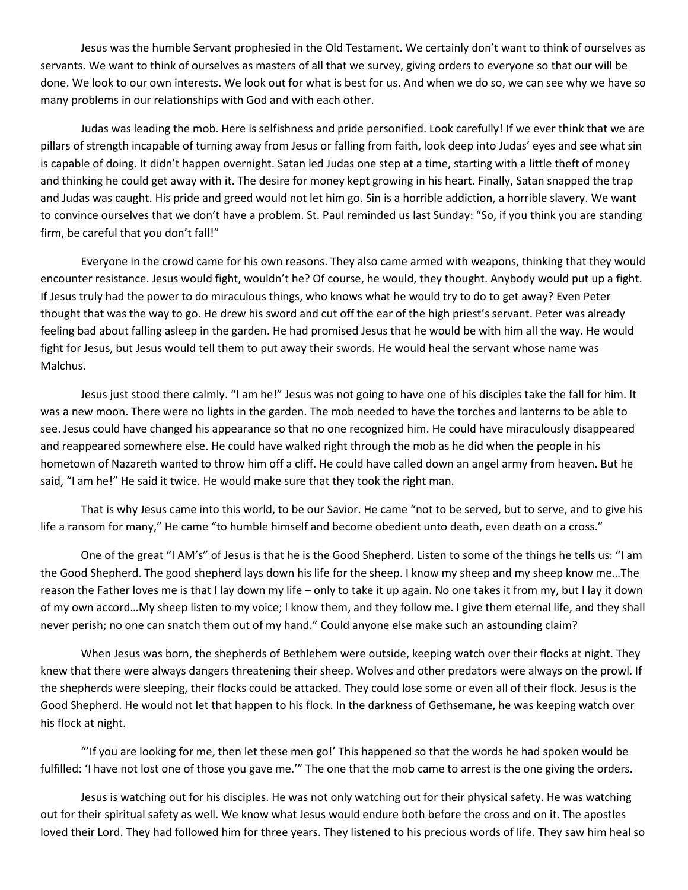Jesus was the humble Servant prophesied in the Old Testament. We certainly don't want to think of ourselves as servants. We want to think of ourselves as masters of all that we survey, giving orders to everyone so that our will be done. We look to our own interests. We look out for what is best for us. And when we do so, we can see why we have so many problems in our relationships with God and with each other.

Judas was leading the mob. Here is selfishness and pride personified. Look carefully! If we ever think that we are pillars of strength incapable of turning away from Jesus or falling from faith, look deep into Judas' eyes and see what sin is capable of doing. It didn't happen overnight. Satan led Judas one step at a time, starting with a little theft of money and thinking he could get away with it. The desire for money kept growing in his heart. Finally, Satan snapped the trap and Judas was caught. His pride and greed would not let him go. Sin is a horrible addiction, a horrible slavery. We want to convince ourselves that we don't have a problem. St. Paul reminded us last Sunday: "So, if you think you are standing firm, be careful that you don't fall!"

Everyone in the crowd came for his own reasons. They also came armed with weapons, thinking that they would encounter resistance. Jesus would fight, wouldn't he? Of course, he would, they thought. Anybody would put up a fight. If Jesus truly had the power to do miraculous things, who knows what he would try to do to get away? Even Peter thought that was the way to go. He drew his sword and cut off the ear of the high priest's servant. Peter was already feeling bad about falling asleep in the garden. He had promised Jesus that he would be with him all the way. He would fight for Jesus, but Jesus would tell them to put away their swords. He would heal the servant whose name was Malchus.

Jesus just stood there calmly. "I am he!" Jesus was not going to have one of his disciples take the fall for him. It was a new moon. There were no lights in the garden. The mob needed to have the torches and lanterns to be able to see. Jesus could have changed his appearance so that no one recognized him. He could have miraculously disappeared and reappeared somewhere else. He could have walked right through the mob as he did when the people in his hometown of Nazareth wanted to throw him off a cliff. He could have called down an angel army from heaven. But he said, "I am he!" He said it twice. He would make sure that they took the right man.

That is why Jesus came into this world, to be our Savior. He came "not to be served, but to serve, and to give his life a ransom for many," He came "to humble himself and become obedient unto death, even death on a cross."

One of the great "I AM's" of Jesus is that he is the Good Shepherd. Listen to some of the things he tells us: "I am the Good Shepherd. The good shepherd lays down his life for the sheep. I know my sheep and my sheep know me…The reason the Father loves me is that I lay down my life – only to take it up again. No one takes it from my, but I lay it down of my own accord…My sheep listen to my voice; I know them, and they follow me. I give them eternal life, and they shall never perish; no one can snatch them out of my hand." Could anyone else make such an astounding claim?

When Jesus was born, the shepherds of Bethlehem were outside, keeping watch over their flocks at night. They knew that there were always dangers threatening their sheep. Wolves and other predators were always on the prowl. If the shepherds were sleeping, their flocks could be attacked. They could lose some or even all of their flock. Jesus is the Good Shepherd. He would not let that happen to his flock. In the darkness of Gethsemane, he was keeping watch over his flock at night.

"'If you are looking for me, then let these men go!' This happened so that the words he had spoken would be fulfilled: 'I have not lost one of those you gave me.'" The one that the mob came to arrest is the one giving the orders.

Jesus is watching out for his disciples. He was not only watching out for their physical safety. He was watching out for their spiritual safety as well. We know what Jesus would endure both before the cross and on it. The apostles loved their Lord. They had followed him for three years. They listened to his precious words of life. They saw him heal so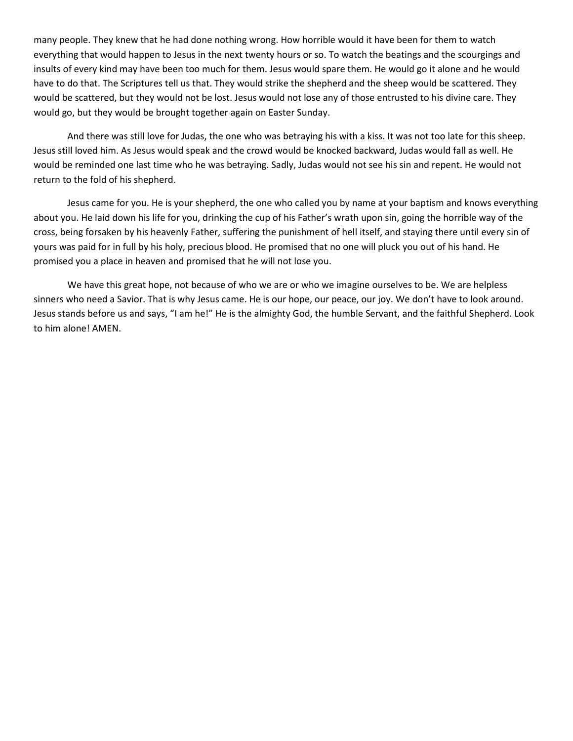many people. They knew that he had done nothing wrong. How horrible would it have been for them to watch everything that would happen to Jesus in the next twenty hours or so. To watch the beatings and the scourgings and insults of every kind may have been too much for them. Jesus would spare them. He would go it alone and he would have to do that. The Scriptures tell us that. They would strike the shepherd and the sheep would be scattered. They would be scattered, but they would not be lost. Jesus would not lose any of those entrusted to his divine care. They would go, but they would be brought together again on Easter Sunday.

And there was still love for Judas, the one who was betraying his with a kiss. It was not too late for this sheep. Jesus still loved him. As Jesus would speak and the crowd would be knocked backward, Judas would fall as well. He would be reminded one last time who he was betraying. Sadly, Judas would not see his sin and repent. He would not return to the fold of his shepherd.

Jesus came for you. He is your shepherd, the one who called you by name at your baptism and knows everything about you. He laid down his life for you, drinking the cup of his Father's wrath upon sin, going the horrible way of the cross, being forsaken by his heavenly Father, suffering the punishment of hell itself, and staying there until every sin of yours was paid for in full by his holy, precious blood. He promised that no one will pluck you out of his hand. He promised you a place in heaven and promised that he will not lose you.

We have this great hope, not because of who we are or who we imagine ourselves to be. We are helpless sinners who need a Savior. That is why Jesus came. He is our hope, our peace, our joy. We don't have to look around. Jesus stands before us and says, "I am he!" He is the almighty God, the humble Servant, and the faithful Shepherd. Look to him alone! AMEN.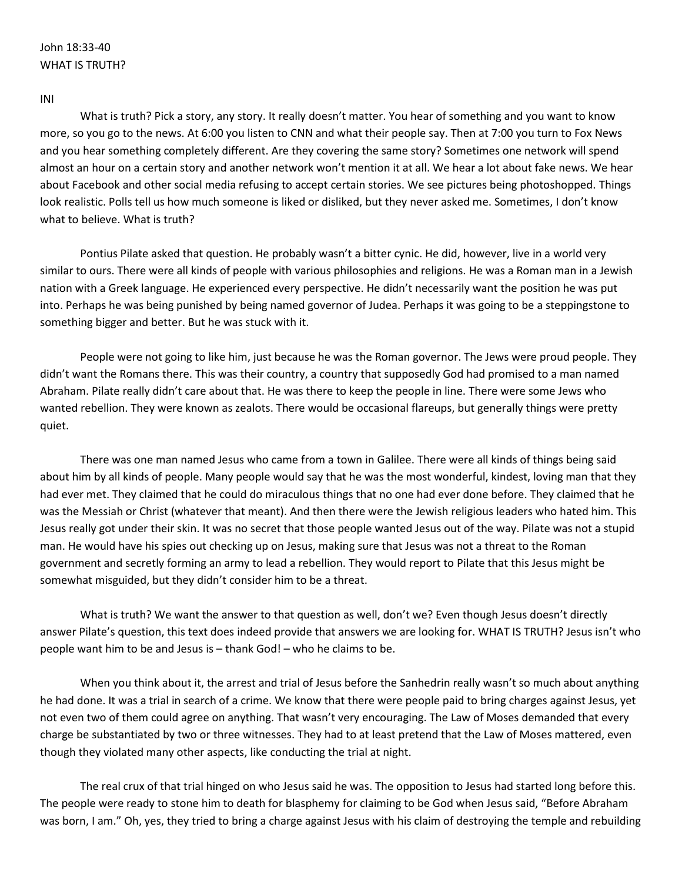John 18:33-40
WHAT IS TRUTH?

INI

What is truth? Pick a story, any story. It really doesn't matter. You hear of something and you want to know more, so you go to the news. At 6:00 you listen to CNN and what their people say. Then at 7:00 you turn to Fox News and you hear something completely different. Are they covering the same story? Sometimes one network will spend almost an hour on a certain story and another network won't mention it at all. We hear a lot about fake news. We hear about Facebook and other social media refusing to accept certain stories. We see pictures being photoshopped. Things look realistic. Polls tell us how much someone is liked or disliked, but they never asked me. Sometimes, I don't know what to believe. What is truth?

Pontius Pilate asked that question. He probably wasn't a bitter cynic. He did, however, live in a world very similar to ours. There were all kinds of people with various philosophies and religions. He was a Roman man in a Jewish nation with a Greek language. He experienced every perspective. He didn't necessarily want the position he was put into. Perhaps he was being punished by being named governor of Judea. Perhaps it was going to be a steppingstone to something bigger and better. But he was stuck with it.

People were not going to like him, just because he was the Roman governor. The Jews were proud people. They didn't want the Romans there. This was their country, a country that supposedly God had promised to a man named Abraham. Pilate really didn't care about that. He was there to keep the people in line. There were some Jews who wanted rebellion. They were known as zealots. There would be occasional flareups, but generally things were pretty quiet.

There was one man named Jesus who came from a town in Galilee. There were all kinds of things being said about him by all kinds of people. Many people would say that he was the most wonderful, kindest, loving man that they had ever met. They claimed that he could do miraculous things that no one had ever done before. They claimed that he was the Messiah or Christ (whatever that meant). And then there were the Jewish religious leaders who hated him. This Jesus really got under their skin. It was no secret that those people wanted Jesus out of the way. Pilate was not a stupid man. He would have his spies out checking up on Jesus, making sure that Jesus was not a threat to the Roman government and secretly forming an army to lead a rebellion. They would report to Pilate that this Jesus might be somewhat misguided, but they didn't consider him to be a threat.

What is truth? We want the answer to that question as well, don't we? Even though Jesus doesn't directly answer Pilate's question, this text does indeed provide that answers we are looking for. WHAT IS TRUTH? Jesus isn't who people want him to be and Jesus is – thank God! – who he claims to be.

When you think about it, the arrest and trial of Jesus before the Sanhedrin really wasn't so much about anything he had done. It was a trial in search of a crime. We know that there were people paid to bring charges against Jesus, yet not even two of them could agree on anything. That wasn't very encouraging. The Law of Moses demanded that every charge be substantiated by two or three witnesses. They had to at least pretend that the Law of Moses mattered, even though they violated many other aspects, like conducting the trial at night.

The real crux of that trial hinged on who Jesus said he was. The opposition to Jesus had started long before this. The people were ready to stone him to death for blasphemy for claiming to be God when Jesus said, "Before Abraham was born, I am." Oh, yes, they tried to bring a charge against Jesus with his claim of destroying the temple and rebuilding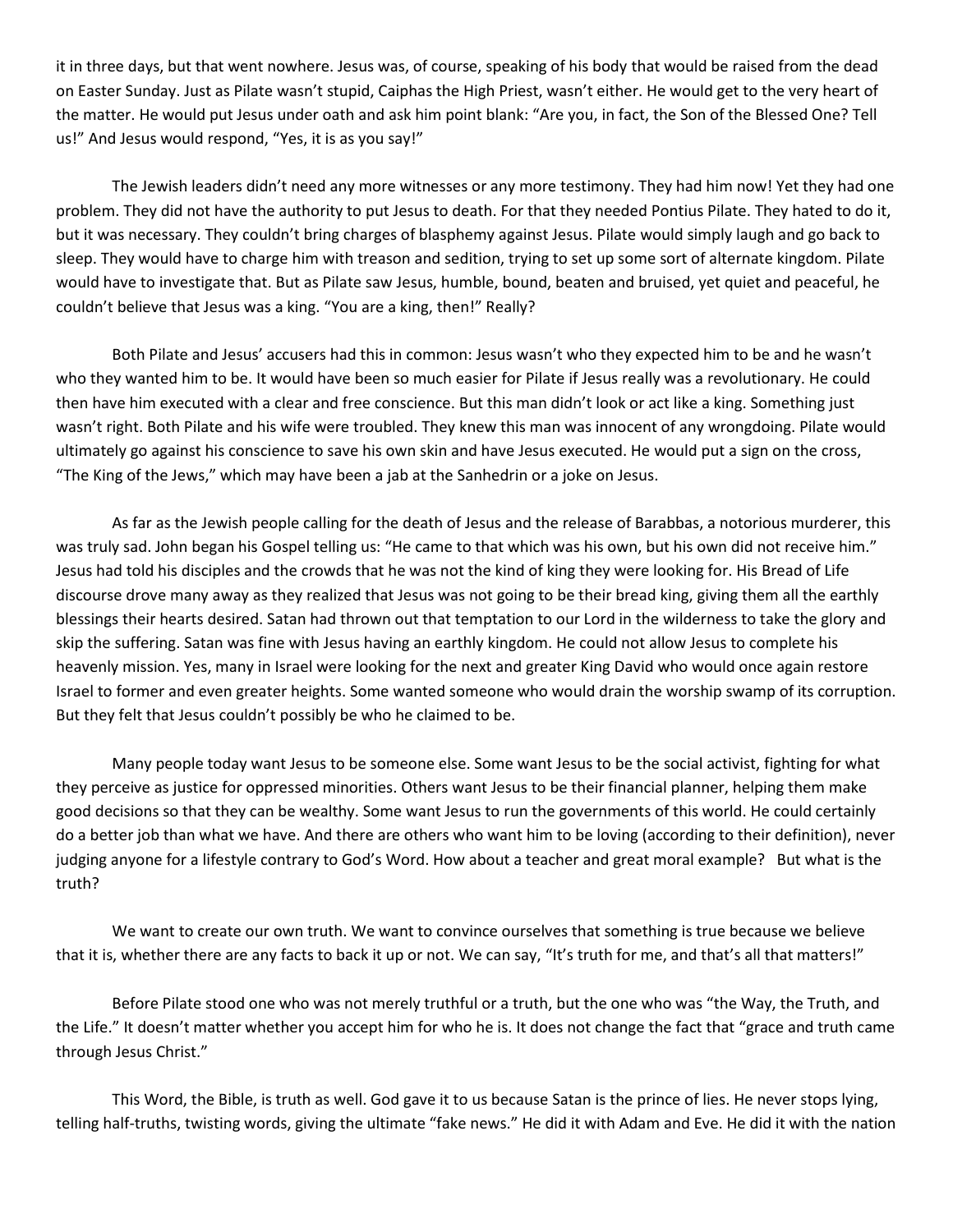it in three days, but that went nowhere. Jesus was, of course, speaking of his body that would be raised from the dead on Easter Sunday. Just as Pilate wasn't stupid, Caiphas the High Priest, wasn't either. He would get to the very heart of the matter. He would put Jesus under oath and ask him point blank: "Are you, in fact, the Son of the Blessed One? Tell us!" And Jesus would respond, "Yes, it is as you say!"

The Jewish leaders didn't need any more witnesses or any more testimony. They had him now! Yet they had one problem. They did not have the authority to put Jesus to death. For that they needed Pontius Pilate. They hated to do it, but it was necessary. They couldn't bring charges of blasphemy against Jesus. Pilate would simply laugh and go back to sleep. They would have to charge him with treason and sedition, trying to set up some sort of alternate kingdom. Pilate would have to investigate that. But as Pilate saw Jesus, humble, bound, beaten and bruised, yet quiet and peaceful, he couldn't believe that Jesus was a king. "You are a king, then!" Really?

Both Pilate and Jesus' accusers had this in common: Jesus wasn't who they expected him to be and he wasn't who they wanted him to be. It would have been so much easier for Pilate if Jesus really was a revolutionary. He could then have him executed with a clear and free conscience. But this man didn't look or act like a king. Something just wasn't right. Both Pilate and his wife were troubled. They knew this man was innocent of any wrongdoing. Pilate would ultimately go against his conscience to save his own skin and have Jesus executed. He would put a sign on the cross, "The King of the Jews," which may have been a jab at the Sanhedrin or a joke on Jesus.

As far as the Jewish people calling for the death of Jesus and the release of Barabbas, a notorious murderer, this was truly sad. John began his Gospel telling us: "He came to that which was his own, but his own did not receive him." Jesus had told his disciples and the crowds that he was not the kind of king they were looking for. His Bread of Life discourse drove many away as they realized that Jesus was not going to be their bread king, giving them all the earthly blessings their hearts desired. Satan had thrown out that temptation to our Lord in the wilderness to take the glory and skip the suffering. Satan was fine with Jesus having an earthly kingdom. He could not allow Jesus to complete his heavenly mission. Yes, many in Israel were looking for the next and greater King David who would once again restore Israel to former and even greater heights. Some wanted someone who would drain the worship swamp of its corruption. But they felt that Jesus couldn't possibly be who he claimed to be.

Many people today want Jesus to be someone else. Some want Jesus to be the social activist, fighting for what they perceive as justice for oppressed minorities. Others want Jesus to be their financial planner, helping them make good decisions so that they can be wealthy. Some want Jesus to run the governments of this world. He could certainly do a better job than what we have. And there are others who want him to be loving (according to their definition), never judging anyone for a lifestyle contrary to God's Word. How about a teacher and great moral example? But what is the truth?

We want to create our own truth. We want to convince ourselves that something is true because we believe that it is, whether there are any facts to back it up or not. We can say, "It's truth for me, and that's all that matters!"

Before Pilate stood one who was not merely truthful or a truth, but the one who was "the Way, the Truth, and the Life." It doesn't matter whether you accept him for who he is. It does not change the fact that "grace and truth came through Jesus Christ."

This Word, the Bible, is truth as well. God gave it to us because Satan is the prince of lies. He never stops lying, telling half-truths, twisting words, giving the ultimate "fake news." He did it with Adam and Eve. He did it with the nation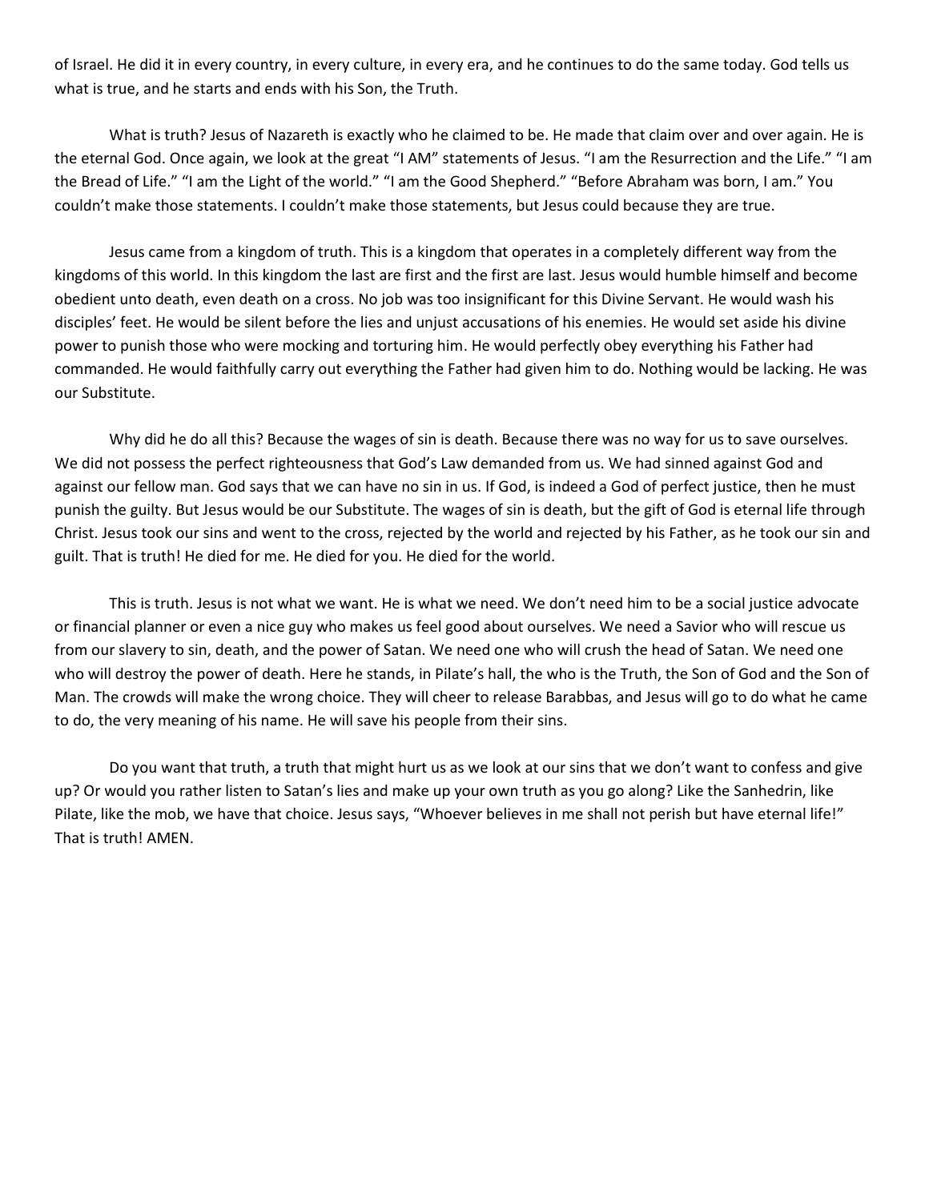of Israel. He did it in every country, in every culture, in every era, and he continues to do the same today. God tells us what is true, and he starts and ends with his Son, the Truth.

What is truth? Jesus of Nazareth is exactly who he claimed to be. He made that claim over and over again. He is the eternal God. Once again, we look at the great "I AM" statements of Jesus. "I am the Resurrection and the Life." "I am the Bread of Life." "I am the Light of the world." "I am the Good Shepherd." "Before Abraham was born, I am." You couldn't make those statements. I couldn't make those statements, but Jesus could because they are true.

Jesus came from a kingdom of truth. This is a kingdom that operates in a completely different way from the kingdoms of this world. In this kingdom the last are first and the first are last. Jesus would humble himself and become obedient unto death, even death on a cross. No job was too insignificant for this Divine Servant. He would wash his disciples' feet. He would be silent before the lies and unjust accusations of his enemies. He would set aside his divine power to punish those who were mocking and torturing him. He would perfectly obey everything his Father had commanded. He would faithfully carry out everything the Father had given him to do. Nothing would be lacking. He was our Substitute.

Why did he do all this? Because the wages of sin is death. Because there was no way for us to save ourselves. We did not possess the perfect righteousness that God's Law demanded from us. We had sinned against God and against our fellow man. God says that we can have no sin in us. If God, is indeed a God of perfect justice, then he must punish the guilty. But Jesus would be our Substitute. The wages of sin is death, but the gift of God is eternal life through Christ. Jesus took our sins and went to the cross, rejected by the world and rejected by his Father, as he took our sin and guilt. That is truth! He died for me. He died for you. He died for the world.

This is truth. Jesus is not what we want. He is what we need. We don't need him to be a social justice advocate or financial planner or even a nice guy who makes us feel good about ourselves. We need a Savior who will rescue us from our slavery to sin, death, and the power of Satan. We need one who will crush the head of Satan. We need one who will destroy the power of death. Here he stands, in Pilate's hall, the who is the Truth, the Son of God and the Son of Man. The crowds will make the wrong choice. They will cheer to release Barabbas, and Jesus will go to do what he came to do, the very meaning of his name. He will save his people from their sins.

Do you want that truth, a truth that might hurt us as we look at our sins that we don't want to confess and give up? Or would you rather listen to Satan's lies and make up your own truth as you go along? Like the Sanhedrin, like Pilate, like the mob, we have that choice. Jesus says, "Whoever believes in me shall not perish but have eternal life!" That is truth! AMEN.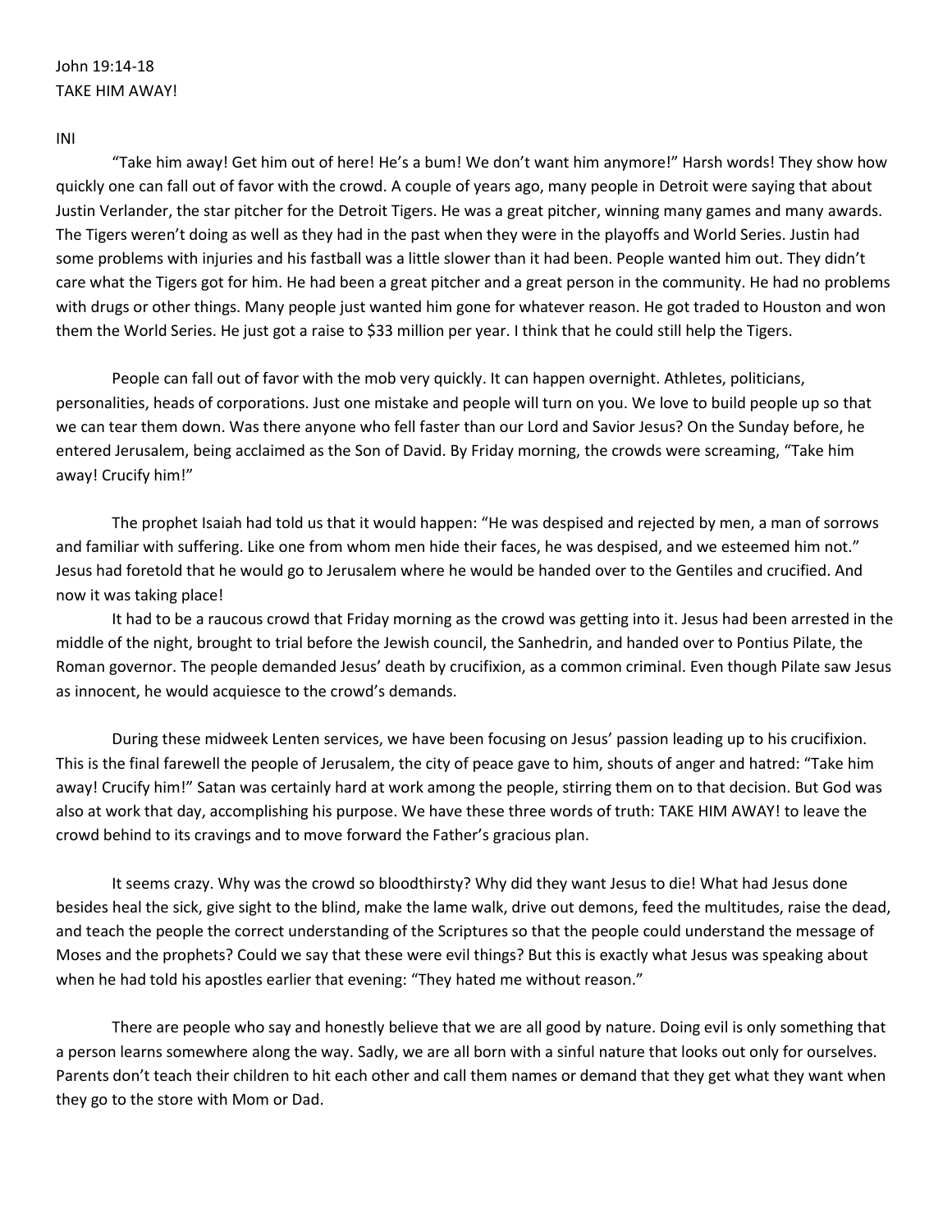John 19:14-18
TAKE HIM AWAY!

INI

"Take him away! Get him out of here! He's a bum! We don't want him anymore!" Harsh words! They show how quickly one can fall out of favor with the crowd. A couple of years ago, many people in Detroit were saying that about Justin Verlander, the star pitcher for the Detroit Tigers. He was a great pitcher, winning many games and many awards. The Tigers weren't doing as well as they had in the past when they were in the playoffs and World Series. Justin had some problems with injuries and his fastball was a little slower than it had been. People wanted him out. They didn't care what the Tigers got for him. He had been a great pitcher and a great person in the community. He had no problems with drugs or other things. Many people just wanted him gone for whatever reason. He got traded to Houston and won them the World Series. He just got a raise to $33 million per year. I think that he could still help the Tigers.

People can fall out of favor with the mob very quickly. It can happen overnight. Athletes, politicians, personalities, heads of corporations. Just one mistake and people will turn on you. We love to build people up so that we can tear them down. Was there anyone who fell faster than our Lord and Savior Jesus? On the Sunday before, he entered Jerusalem, being acclaimed as the Son of David. By Friday morning, the crowds were screaming, "Take him away! Crucify him!"

The prophet Isaiah had told us that it would happen: "He was despised and rejected by men, a man of sorrows and familiar with suffering. Like one from whom men hide their faces, he was despised, and we esteemed him not." Jesus had foretold that he would go to Jerusalem where he would be handed over to the Gentiles and crucified. And now it was taking place!

It had to be a raucous crowd that Friday morning as the crowd was getting into it. Jesus had been arrested in the middle of the night, brought to trial before the Jewish council, the Sanhedrin, and handed over to Pontius Pilate, the Roman governor. The people demanded Jesus' death by crucifixion, as a common criminal. Even though Pilate saw Jesus as innocent, he would acquiesce to the crowd's demands.

During these midweek Lenten services, we have been focusing on Jesus' passion leading up to his crucifixion. This is the final farewell the people of Jerusalem, the city of peace gave to him, shouts of anger and hatred: "Take him away! Crucify him!" Satan was certainly hard at work among the people, stirring them on to that decision. But God was also at work that day, accomplishing his purpose. We have these three words of truth: TAKE HIM AWAY! to leave the crowd behind to its cravings and to move forward the Father's gracious plan.

It seems crazy. Why was the crowd so bloodthirsty? Why did they want Jesus to die! What had Jesus done besides heal the sick, give sight to the blind, make the lame walk, drive out demons, feed the multitudes, raise the dead, and teach the people the correct understanding of the Scriptures so that the people could understand the message of Moses and the prophets? Could we say that these were evil things? But this is exactly what Jesus was speaking about when he had told his apostles earlier that evening: "They hated me without reason."

There are people who say and honestly believe that we are all good by nature. Doing evil is only something that a person learns somewhere along the way. Sadly, we are all born with a sinful nature that looks out only for ourselves. Parents don't teach their children to hit each other and call them names or demand that they get what they want when they go to the store with Mom or Dad.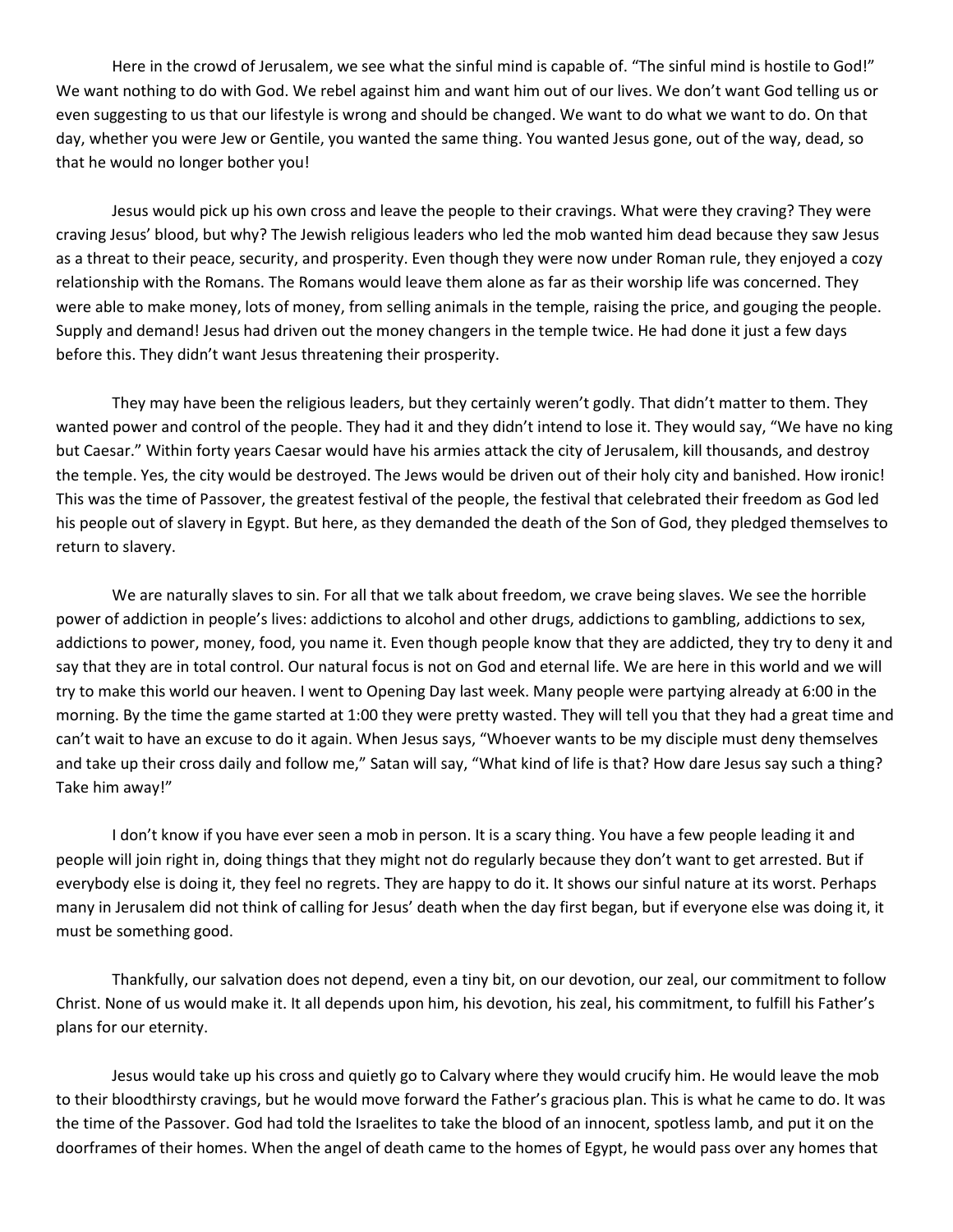Here in the crowd of Jerusalem, we see what the sinful mind is capable of. "The sinful mind is hostile to God!" We want nothing to do with God. We rebel against him and want him out of our lives. We don't want God telling us or even suggesting to us that our lifestyle is wrong and should be changed. We want to do what we want to do. On that day, whether you were Jew or Gentile, you wanted the same thing. You wanted Jesus gone, out of the way, dead, so that he would no longer bother you!

Jesus would pick up his own cross and leave the people to their cravings. What were they craving? They were craving Jesus' blood, but why? The Jewish religious leaders who led the mob wanted him dead because they saw Jesus as a threat to their peace, security, and prosperity. Even though they were now under Roman rule, they enjoyed a cozy relationship with the Romans. The Romans would leave them alone as far as their worship life was concerned. They were able to make money, lots of money, from selling animals in the temple, raising the price, and gouging the people. Supply and demand! Jesus had driven out the money changers in the temple twice. He had done it just a few days before this. They didn't want Jesus threatening their prosperity.

They may have been the religious leaders, but they certainly weren't godly. That didn't matter to them. They wanted power and control of the people. They had it and they didn't intend to lose it. They would say, "We have no king but Caesar." Within forty years Caesar would have his armies attack the city of Jerusalem, kill thousands, and destroy the temple. Yes, the city would be destroyed. The Jews would be driven out of their holy city and banished. How ironic! This was the time of Passover, the greatest festival of the people, the festival that celebrated their freedom as God led his people out of slavery in Egypt. But here, as they demanded the death of the Son of God, they pledged themselves to return to slavery.

We are naturally slaves to sin. For all that we talk about freedom, we crave being slaves. We see the horrible power of addiction in people's lives: addictions to alcohol and other drugs, addictions to gambling, addictions to sex, addictions to power, money, food, you name it. Even though people know that they are addicted, they try to deny it and say that they are in total control. Our natural focus is not on God and eternal life. We are here in this world and we will try to make this world our heaven. I went to Opening Day last week. Many people were partying already at 6:00 in the morning. By the time the game started at 1:00 they were pretty wasted. They will tell you that they had a great time and can't wait to have an excuse to do it again. When Jesus says, "Whoever wants to be my disciple must deny themselves and take up their cross daily and follow me," Satan will say, "What kind of life is that? How dare Jesus say such a thing? Take him away!"

I don't know if you have ever seen a mob in person. It is a scary thing. You have a few people leading it and people will join right in, doing things that they might not do regularly because they don't want to get arrested. But if everybody else is doing it, they feel no regrets. They are happy to do it. It shows our sinful nature at its worst. Perhaps many in Jerusalem did not think of calling for Jesus' death when the day first began, but if everyone else was doing it, it must be something good.

Thankfully, our salvation does not depend, even a tiny bit, on our devotion, our zeal, our commitment to follow Christ. None of us would make it. It all depends upon him, his devotion, his zeal, his commitment, to fulfill his Father's plans for our eternity.

Jesus would take up his cross and quietly go to Calvary where they would crucify him. He would leave the mob to their bloodthirsty cravings, but he would move forward the Father's gracious plan. This is what he came to do. It was the time of the Passover. God had told the Israelites to take the blood of an innocent, spotless lamb, and put it on the doorframes of their homes. When the angel of death came to the homes of Egypt, he would pass over any homes that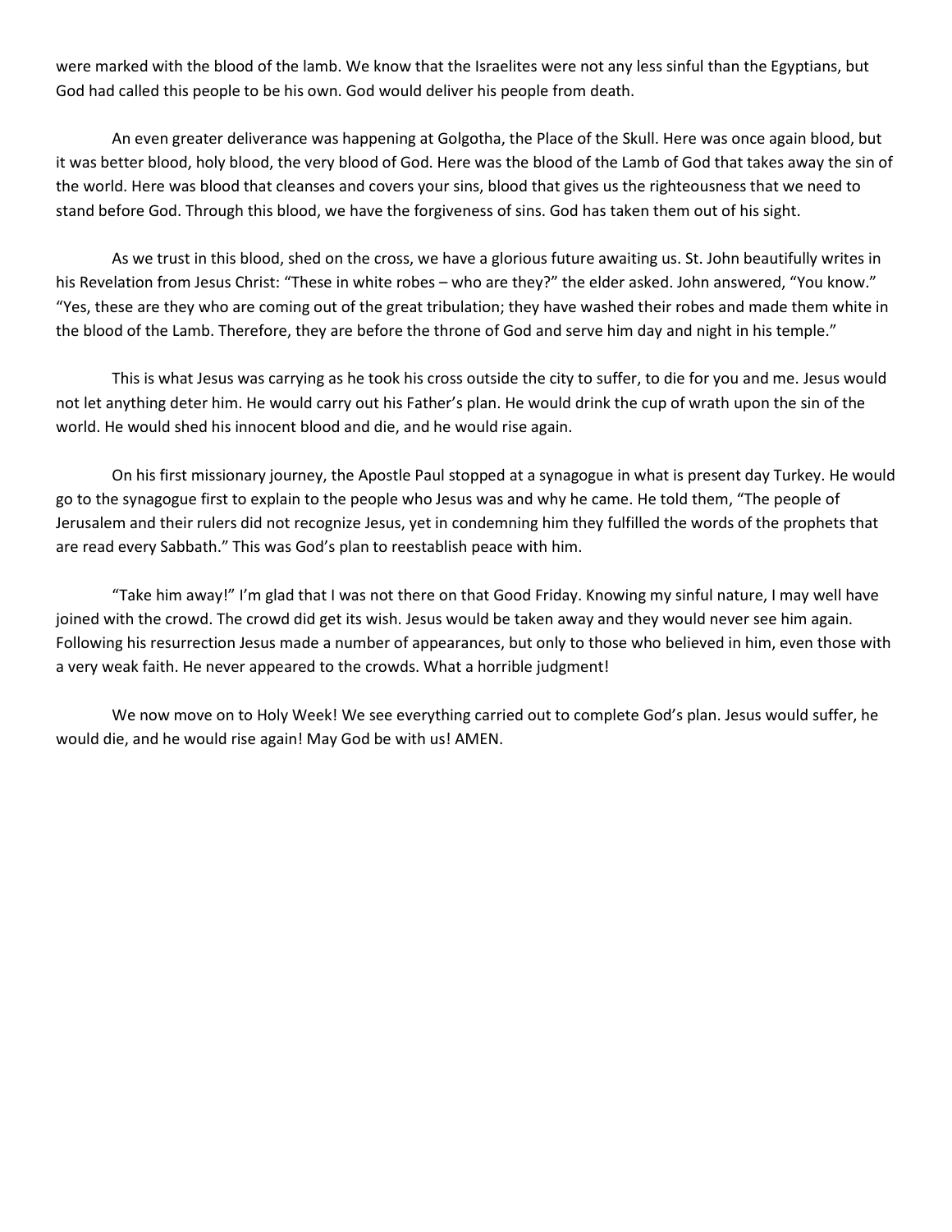were marked with the blood of the lamb. We know that the Israelites were not any less sinful than the Egyptians, but God had called this people to be his own. God would deliver his people from death.

An even greater deliverance was happening at Golgotha, the Place of the Skull. Here was once again blood, but it was better blood, holy blood, the very blood of God. Here was the blood of the Lamb of God that takes away the sin of the world. Here was blood that cleanses and covers your sins, blood that gives us the righteousness that we need to stand before God. Through this blood, we have the forgiveness of sins. God has taken them out of his sight.

As we trust in this blood, shed on the cross, we have a glorious future awaiting us. St. John beautifully writes in his Revelation from Jesus Christ: "These in white robes – who are they?" the elder asked. John answered, "You know." "Yes, these are they who are coming out of the great tribulation; they have washed their robes and made them white in the blood of the Lamb. Therefore, they are before the throne of God and serve him day and night in his temple."

This is what Jesus was carrying as he took his cross outside the city to suffer, to die for you and me. Jesus would not let anything deter him. He would carry out his Father's plan. He would drink the cup of wrath upon the sin of the world. He would shed his innocent blood and die, and he would rise again.

On his first missionary journey, the Apostle Paul stopped at a synagogue in what is present day Turkey. He would go to the synagogue first to explain to the people who Jesus was and why he came. He told them, "The people of Jerusalem and their rulers did not recognize Jesus, yet in condemning him they fulfilled the words of the prophets that are read every Sabbath." This was God's plan to reestablish peace with him.

"Take him away!" I'm glad that I was not there on that Good Friday. Knowing my sinful nature, I may well have joined with the crowd. The crowd did get its wish. Jesus would be taken away and they would never see him again. Following his resurrection Jesus made a number of appearances, but only to those who believed in him, even those with a very weak faith. He never appeared to the crowds. What a horrible judgment!

We now move on to Holy Week! We see everything carried out to complete God's plan. Jesus would suffer, he would die, and he would rise again! May God be with us! AMEN.